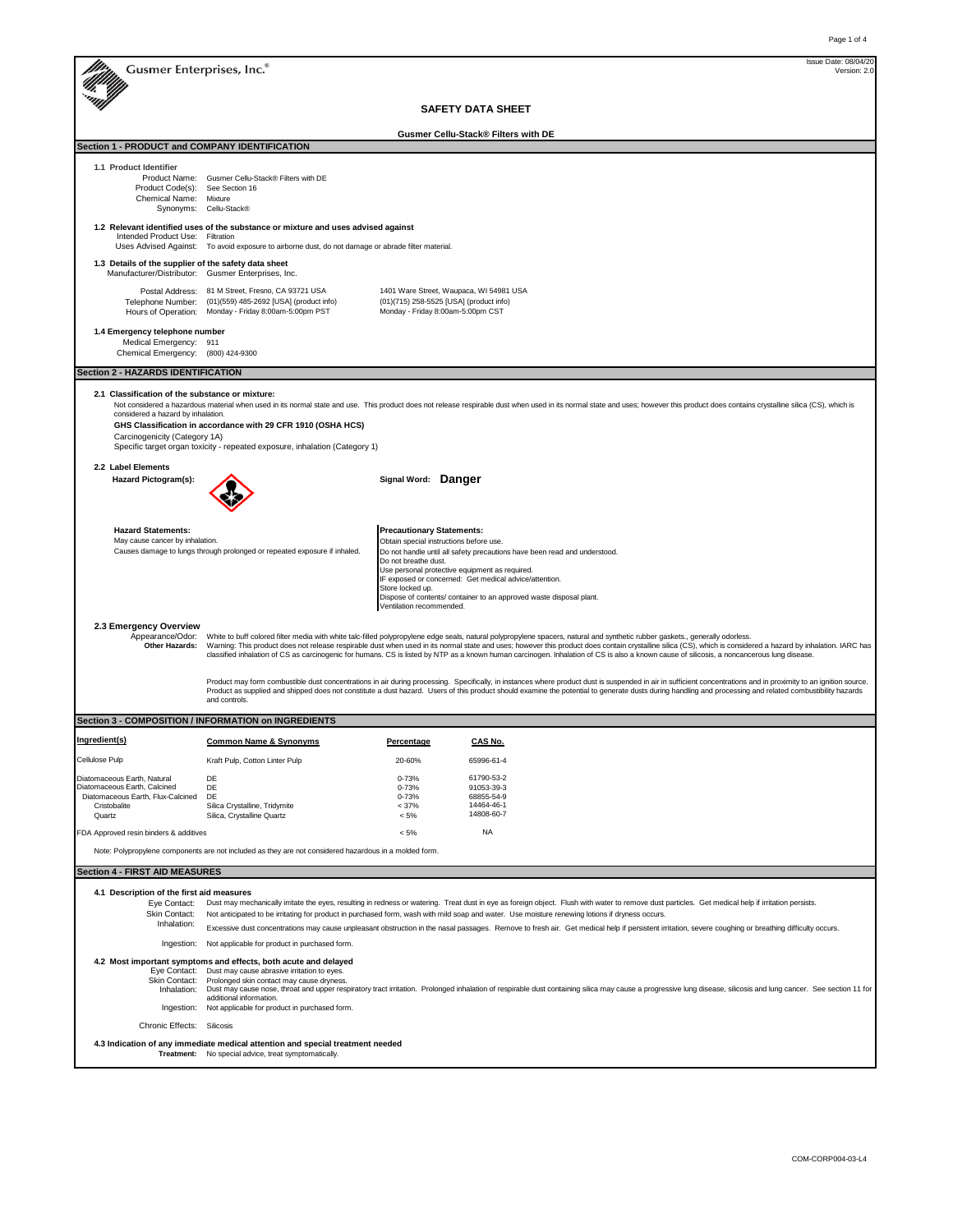Gusmer Enterprises, Inc.®

Issue Date: 08/04/20
Version: 2.0

# SAFETY DATA SHEET

**Gusmer Cellu-Stack® Filters with DE**

## Section 1 - PRODUCT and COMPANY IDENTIFICATION

**1.1 Product Identifier**

Product Name: Gusmer Cellu-Stack® Filters with DE
Product Code(s): See Section 16
Chemical Name: Mixture
Synonyms: Cellu-Stack®

**1.2 Relevant identified uses of the substance or mixture and uses advised against**

Intended Product Use: Filtration
Uses Advised Against: To avoid exposure to airborne dust, do not damage or abrade filter material.

**1.3 Details of the supplier of the safety data sheet**

Manufacturer/Distributor: Gusmer Enterprises, Inc.

| | | |
|---|---|---|
| Postal Address: | 81 M Street, Fresno, CA 93721 USA | 1401 Ware Street, Waupaca, WI 54981 USA |
| Telephone Number: | (01)(559) 485-2692 [USA] (product info) | (01)(715) 258-5525 [USA] (product info) |
| Hours of Operation: | Monday - Friday 8:00am-5:00pm PST | Monday - Friday 8:00am-5:00pm CST |

**1.4 Emergency telephone number**

Medical Emergency: 911
Chemical Emergency: (800) 424-9300

## Section 2 - HAZARDS IDENTIFICATION

**2.1 Classification of the substance or mixture:**

Not considered a hazardous material when used in its normal state and use. This product does not release respirable dust when used in its normal state and uses; however this product does contains crystalline silica (CS), which is considered a hazard by inhalation.

**GHS Classification in accordance with 29 CFR 1910 (OSHA HCS)**

Carcinogenicity (Category 1A)
Specific target organ toxicity - repeated exposure, inhalation (Category 1)

**2.2 Label Elements**

**Hazard Pictogram(s):**

Signal Word: **Danger**

**Hazard Statements:**

May cause cancer by inhalation.
Causes damage to lungs through prolonged or repeated exposure if inhaled.

**Precautionary Statements:**

Obtain special instructions before use.
Do not handle until all safety precautions have been read and understood.
Do not breathe dust.
Use personal protective equipment as required.
IF exposed or concerned: Get medical advice/attention.
Store locked up.
Dispose of contents/ container to an approved waste disposal plant.
Ventilation recommended.

**2.3 Emergency Overview**

Appearance/Odor: White to buff colored filter media with white talc-filled polypropylene edge seals, natural polypropylene spacers, natural and synthetic rubber gaskets., generally odorless.

**Other Hazards:** Warning: This product does not release respirable dust when used in its normal state and uses; however this product does contain crystalline silica (CS), which is considered a hazard by inhalation. IARC has classified inhalation of CS as carcinogenic for humans. CS is listed by NTP as a known human carcinogen. Inhalation of CS is also a known cause of silicosis, a noncancerous lung disease.

Product may form combustible dust concentrations in air during processing. Specifically, in instances where product dust is suspended in air in sufficient concentrations and in proximity to an ignition source. Product as supplied and shipped does not constitute a dust hazard. Users of this product should examine the potential to generate dusts during handling and processing and related combustibility hazards and controls.

## Section 3 - COMPOSITION / INFORMATION on INGREDIENTS

| Ingredient(s) | Common Name & Synonyms | Percentage | CAS No. |
|---|---|---|---|
| Cellulose Pulp | Kraft Pulp, Cotton Linter Pulp | 20-60% | 65996-61-4 |
| Diatomaceous Earth, Natural | DE | 0-73% | 61790-53-2 |
| Diatomaceous Earth, Calcined | DE | 0-73% | 91053-39-3 |
| Diatomaceous Earth, Flux-Calcined | DE | 0-73% | 68855-54-9 |
| Cristobalite | Silica Crystalline, Tridymite | < 37% | 14464-46-1 |
| Quartz | Silica, Crystalline Quartz | < 5% | 14808-60-7 |
| FDA Approved resin binders & additives | | < 5% | NA |

Note: Polypropylene components are not included as they are not considered hazardous in a molded form.

## Section 4 - FIRST AID MEASURES

**4.1 Description of the first aid measures**

Eye Contact: Dust may mechanically irritate the eyes, resulting in redness or watering. Treat dust in eye as foreign object. Flush with water to remove dust particles. Get medical help if irritation persists.
Skin Contact: Not anticipated to be irritating for product in purchased form, wash with mild soap and water. Use moisture renewing lotions if dryness occurs.
Inhalation: Excessive dust concentrations may cause unpleasant obstruction in the nasal passages. Remove to fresh air. Get medical help if persistent irritation, severe coughing or breathing difficulty occurs.
Ingestion: Not applicable for product in purchased form.

**4.2 Most important symptoms and effects, both acute and delayed**

Eye Contact: Dust may cause abrasive irritation to eyes.
Skin Contact: Prolonged skin contact may cause dryness.
Inhalation: Dust may cause nose, throat and upper respiratory tract irritation. Prolonged inhalation of respirable dust containing silica may cause a progressive lung disease, silicosis and lung cancer. See section 11 for additional information.
Ingestion: Not applicable for product in purchased form.

Chronic Effects: Silicosis

**4.3 Indication of any immediate medical attention and special treatment needed**

**Treatment:** No special advice, treat symptomatically.

COM-CORP004-03-L4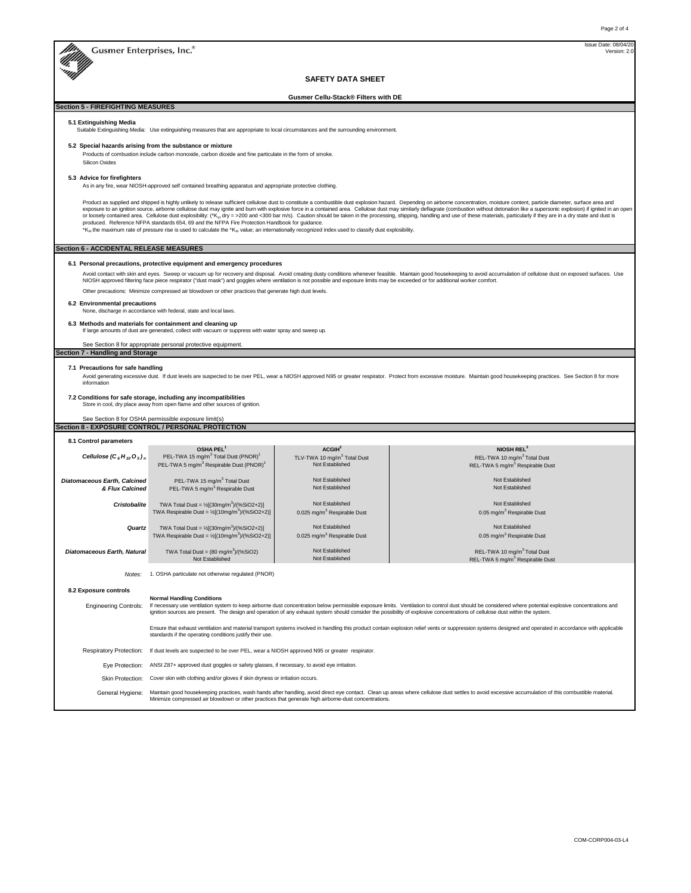Issue Date: 08/04/20
Version: 2.0

Gusmer Enterprises, Inc.®

# SAFETY DATA SHEET

**Gusmer Cellu-Stack® Filters with DE**

## Section 5 - FIREFIGHTING MEASURES

### 5.1 Extinguishing Media

Suitable Extinguishing Media: Use extinguishing measures that are appropriate to local circumstances and the surrounding environment.

### 5.2 Special hazards arising from the substance or mixture

Products of combustion include carbon monoxide, carbon dioxide and fine particulate in the form of smoke.
Silicon Oxides

### 5.3 Advice for firefighters

As in any fire, wear NIOSH-approved self contained breathing apparatus and appropriate protective clothing.

Product as supplied and shipped is highly unlikely to release sufficient cellulose dust to constitute a combustible dust explosion hazard. Depending on airborne concentration, moisture content, particle diameter, surface area and exposure to an ignition source, airborne cellulose dust may ignite and burn with explosive force in a contained area. Cellulose dust may similarly deflagrate (combustion without detonation like a supersonic explosion) if ignited in an open or loosely contained area. Cellulose dust explosibility: (*$K_{st}$ dry = >200 and <300 bar m/s). Caution should be taken in the processing, shipping, handling and use of these materials, particularly if they are in a dry state and dust is produced. Reference NFPA standards 654, 69 and the NFPA Fire Protection Handbook for guidance.
*$K_{st}$ the maximum rate of pressure rise is used to calculate the *$K_{st}$ value; an internationally recognized index used to classify dust explosibility.

## Section 6 - ACCIDENTAL RELEASE MEASURES

### 6.1 Personal precautions, protective equipment and emergency procedures

Avoid contact with skin and eyes. Sweep or vacuum up for recovery and disposal. Avoid creating dusty conditions whenever feasible. Maintain good housekeeping to avoid accumulation of cellulose dust on exposed surfaces. Use NIOSH approved filtering face piece respirator ("dust mask") and goggles where ventilation is not possible and exposure limits may be exceeded or for additional worker comfort.

Other precautions: Minimize compressed air blowdown or other practices that generate high dust levels.

### 6.2 Environmental precautions

None, discharge in accordance with federal, state and local laws.

### 6.3 Methods and materials for containment and cleaning up

If large amounts of dust are generated, collect with vacuum or suppress with water spray and sweep up.

See Section 8 for appropriate personal protective equipment.

## Section 7 - Handling and Storage

### 7.1 Precautions for safe handling

Avoid generating excessive dust. If dust levels are suspected to be over PEL, wear a NIOSH approved N95 or greater respirator. Protect from excessive moisture. Maintain good housekeeping practices. See Section 8 for more information

### 7.2 Conditions for safe storage, including any incompatibilities

Store in cool, dry place away from open flame and other sources of ignition.

See Section 8 for OSHA permissible exposure limit(s)

## Section 8 - EXPOSURE CONTROL / PERSONAL PROTECTION

### 8.1 Control parameters

| | OSHA PEL[1] | ACGIH[2] | NIOSH REL[3] |
|---|---|---|---|
| *Cellulose* $(C_6H_{10}O_5)_n$ | PEL-TWA 15 mg/m³ Total Dust (PNOR)[1]<br>PEL-TWA 5 mg/m³ Respirable Dust (PNOR)[1] | TLV-TWA 10 mg/m³ Total Dust<br>Not Established | REL-TWA 10 mg/m³ Total Dust<br>REL-TWA 5 mg/m³ Respirable Dust |
| *Diatomaceous Earth, Calcined & Flux Calcined* | PEL-TWA 15 mg/m³ Total Dust<br>PEL-TWA 5 mg/m³ Respirable Dust | Not Established<br>Not Established | Not Established<br>Not Established |
| *Cristobalite* | TWA Total Dust = ½[(30mg/m³)/(%SiO2+2)]<br>TWA Respirable Dust = ½[(10mg/m³)/(%SiO2+2)] | Not Established<br>0.025 mg/m³ Respirable Dust | Not Established<br>0.05 mg/m³ Respirable Dust |
| *Quartz* | TWA Total Dust = ½[(30mg/m³)/(%SiO2+2)]<br>TWA Respirable Dust = ½[(10mg/m³)/(%SiO2+2)] | Not Established<br>0.025 mg/m³ Respirable Dust | Not Established<br>0.05 mg/m³ Respirable Dust |
| *Diatomaceous Earth, Natural* | TWA Total Dust = (80 mg/m³)/(%SiO2)<br>Not Established | Not Established<br>Not Established | REL-TWA 10 mg/m³ Total Dust<br>REL-TWA 5 mg/m³ Respirable Dust |

*Notes:* 1. OSHA particulate not otherwise regulated (PNOR)

### 8.2 Exposure controls

**Engineering Controls:**

**Normal Handling Conditions**
If necessary use ventilation system to keep airborne dust concentration below permissible exposure limits. Ventilation to control dust should be considered where potential explosive concentrations and ignition sources are present. The design and operation of any exhaust system should consider the possibility of explosive concentrations of cellulose dust within the system.

Ensure that exhaust ventilation and material transport systems involved in handling this product contain explosion relief vents or suppression systems designed and operated in accordance with applicable standards if the operating conditions justify their use.

**Respiratory Protection:** If dust levels are suspected to be over PEL, wear a NIOSH approved N95 or greater respirator.

**Eye Protection:** ANSI Z87+ approved dust goggles or safety glasses, if necessary, to avoid eye irritation.

**Skin Protection:** Cover skin with clothing and/or gloves if skin dryness or irritation occurs.

**General Hygiene:** Maintain good housekeeping practices, wash hands after handling, avoid direct eye contact. Clean up areas where cellulose dust settles to avoid excessive accumulation of this combustible material. Minimize compressed air blowdown or other practices that generate high airborne-dust concentrations.

COM-CORP004-03-L4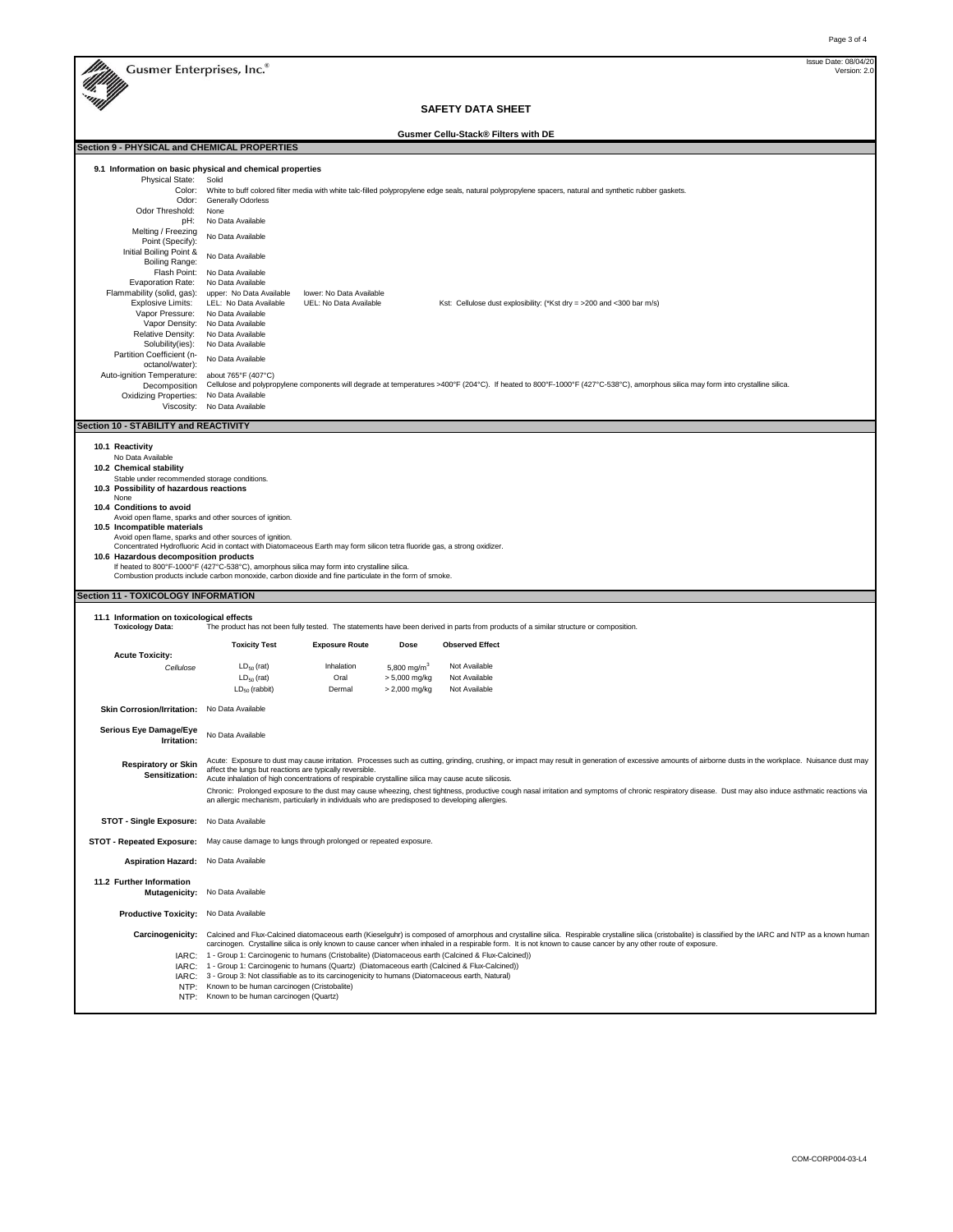# SAFETY DATA SHEET

**Gusmer Cellu-Stack® Filters with DE**

## Section 9 - PHYSICAL and CHEMICAL PROPERTIES

### 9.1 Information on basic physical and chemical properties

| Property | Value | | |
|---|---|---|---|
| Physical State: | Solid | | |
| Color: | White to buff colored filter media with white talc-filled polypropylene edge seals, natural polypropylene spacers, natural and synthetic rubber gaskets. | | |
| Odor: | Generally Odorless | | |
| Odor Threshold: | None | | |
| pH: | No Data Available | | |
| Melting / Freezing Point (Specify): | No Data Available | | |
| Initial Boiling Point & Boiling Range: | No Data Available | | |
| Flash Point: | No Data Available | | |
| Evaporation Rate: | No Data Available | | |
| Flammability (solid, gas): | upper: No Data Available | lower: No Data Available | |
| Explosive Limits: | LEL: No Data Available | UEL: No Data Available | Kst: Cellulose dust explosibility: (*Kst dry = >200 and <300 bar m/s) |
| Vapor Pressure: | No Data Available | | |
| Vapor Density: | No Data Available | | |
| Relative Density: | No Data Available | | |
| Solubility(ies): | No Data Available | | |
| Partition Coefficient (n-octanol/water): | No Data Available | | |
| Auto-ignition Temperature: | about 765°F (407°C) | | |
| Decomposition | Cellulose and polypropylene components will degrade at temperatures >400°F (204°C). If heated to 800°F-1000°F (427°C-538°C), amorphous silica may form into crystalline silica. | | |
| Oxidizing Properties: | No Data Available | | |
| Viscosity: | No Data Available | | |

## Section 10 - STABILITY and REACTIVITY

**10.1 Reactivity**
No Data Available

**10.2 Chemical stability**
Stable under recommended storage conditions.

**10.3 Possibility of hazardous reactions**
None

**10.4 Conditions to avoid**
Avoid open flame, sparks and other sources of ignition.

**10.5 Incompatible materials**
Avoid open flame, sparks and other sources of ignition.
Concentrated Hydrofluoric Acid in contact with Diatomaceous Earth may form silicon tetra fluoride gas, a strong oxidizer.

**10.6 Hazardous decomposition products**
If heated to 800°F-1000°F (427°C-538°C), amorphous silica may form into crystalline silica.
Combustion products include carbon monoxide, carbon dioxide and fine particulate in the form of smoke.

## Section 11 - TOXICOLOGY INFORMATION

### 11.1 Information on toxicological effects

**Toxicology Data:** The product has not been fully tested. The statements have been derived in parts from products of a similar structure or composition.

| | Toxicity Test | Exposure Route | Dose | Observed Effect |
|---|---|---|---|---|
| **Acute Toxicity:** | | | | |
| *Cellulose* | $LD_{50}$ (rat) | Inhalation | 5,800 mg/m$^3$ | Not Available |
| | $LD_{50}$ (rat) | Oral | > 5,000 mg/kg | Not Available |
| | $LD_{50}$ (rabbit) | Dermal | > 2,000 mg/kg | Not Available |

**Skin Corrosion/Irritation:** No Data Available

**Serious Eye Damage/Eye Irritation:** No Data Available

**Respiratory or Skin Sensitization:** Acute: Exposure to dust may cause irritation. Processes such as cutting, grinding, crushing, or impact may result in generation of excessive amounts of airborne dusts in the workplace. Nuisance dust may affect the lungs but reactions are typically reversible.
Acute inhalation of high concentrations of respirable crystalline silica may cause acute silicosis.

Chronic: Prolonged exposure to the dust may cause wheezing, chest tightness, productive cough nasal irritation and symptoms of chronic respiratory disease. Dust may also induce asthmatic reactions via an allergic mechanism, particularly in individuals who are predisposed to developing allergies.

**STOT - Single Exposure:** No Data Available

**STOT - Repeated Exposure:** May cause damage to lungs through prolonged or repeated exposure.

**Aspiration Hazard:** No Data Available

### 11.2 Further Information

**Mutagenicity:** No Data Available

**Productive Toxicity:** No Data Available

**Carcinogenicity:** Calcined and Flux-Calcined diatomaceous earth (Kieselguhr) is composed of amorphous and crystalline silica. Respirable crystalline silica (cristobalite) is classified by the IARC and NTP as a known human carcinogen. Crystalline silica is only known to cause cancer when inhaled in a respirable form. It is not known to cause cancer by any other route of exposure.

- IARC: 1 - Group 1: Carcinogenic to humans (Cristobalite) (Diatomaceous earth (Calcined & Flux-Calcined))
- IARC: 1 - Group 1: Carcinogenic to humans (Quartz) (Diatomaceous earth (Calcined & Flux-Calcined))
- IARC: 3 - Group 3: Not classifiable as to its carcinogenicity to humans (Diatomaceous earth, Natural)
- NTP: Known to be human carcinogen (Cristobalite)
- NTP: Known to be human carcinogen (Quartz)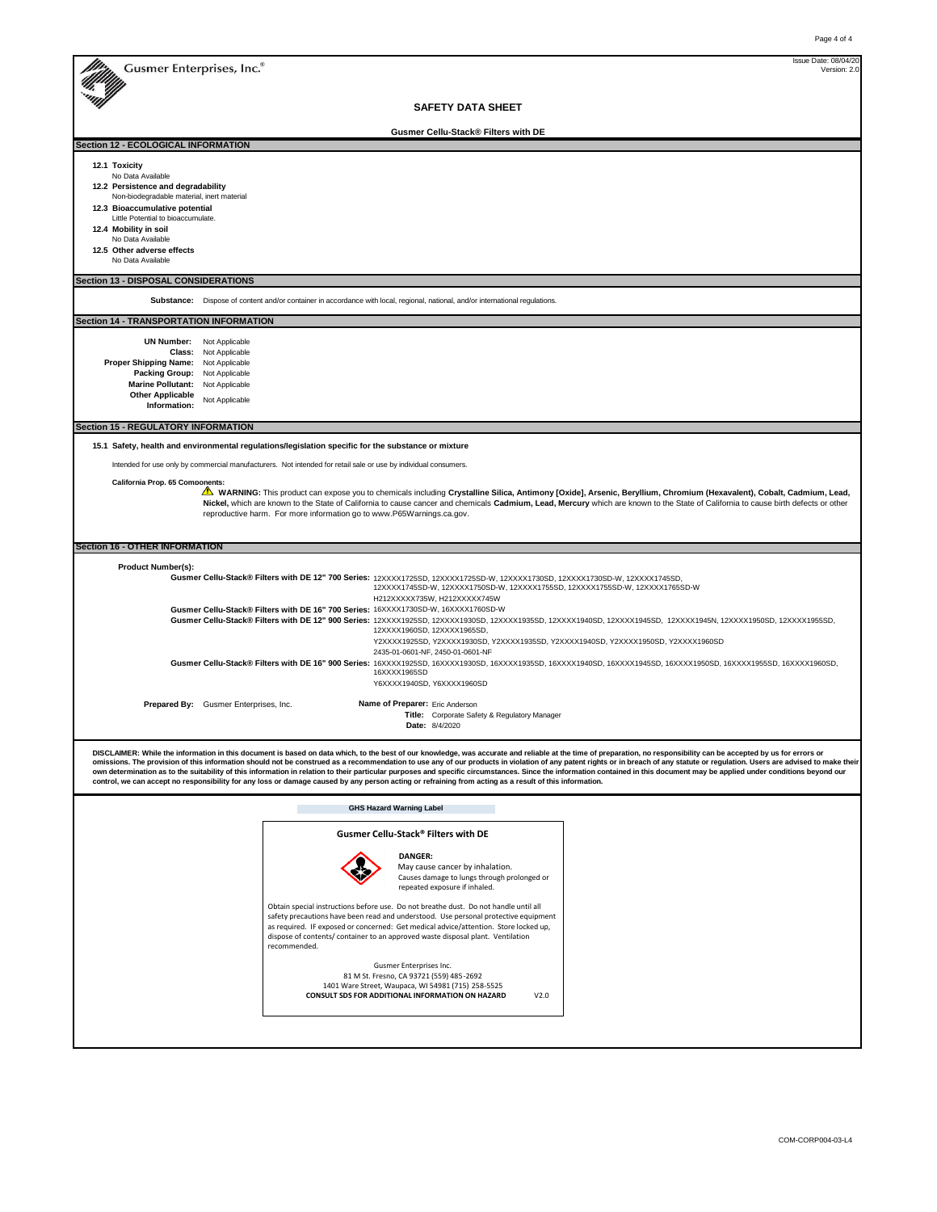Gusmer Enterprises, Inc.®

Issue Date: 08/04/20
Version: 2.0

# SAFETY DATA SHEET

**Gusmer Cellu-Stack® Filters with DE**

## Section 12 - ECOLOGICAL INFORMATION

**12.1 Toxicity**
No Data Available

**12.2 Persistence and degradability**
Non-biodegradable material, inert material

**12.3 Bioaccumulative potential**
Little Potential to bioaccumulate.

**12.4 Mobility in soil**
No Data Available

**12.5 Other adverse effects**
No Data Available

## Section 13 - DISPOSAL CONSIDERATIONS

**Substance:** Dispose of content and/or container in accordance with local, regional, national, and/or international regulations.

## Section 14 - TRANSPORTATION INFORMATION

| | |
|---|---|
| **UN Number:** | Not Applicable |
| **Class:** | Not Applicable |
| **Proper Shipping Name:** | Not Applicable |
| **Packing Group:** | Not Applicable |
| **Marine Pollutant:** | Not Applicable |
| **Other Applicable Information:** | Not Applicable |

## Section 15 - REGULATORY INFORMATION

**15.1 Safety, health and environmental regulations/legislation specific for the substance or mixture**

Intended for use only by commercial manufacturers. Not intended for retail sale or use by individual consumers.

**California Prop. 65 Components:**

⚠ **WARNING:** This product can expose you to chemicals including **Crystalline Silica, Antimony [Oxide], Arsenic, Beryllium, Chromium (Hexavalent), Cobalt, Cadmium, Lead, Nickel,** which are known to the State of California to cause cancer and chemicals **Cadmium, Lead, Mercury** which are known to the State of California to cause birth defects or other reproductive harm. For more information go to www.P65Warnings.ca.gov.

## Section 16 - OTHER INFORMATION

**Product Number(s):**

**Gusmer Cellu-Stack® Filters with DE 12" 700 Series:** 12XXXX1725SD, 12XXXX1725SD-W, 12XXXX1730SD, 12XXXX1730SD-W, 12XXXX1745SD, 12XXXX1745SD-W, 12XXXX1750SD-W, 12XXXX1755SD, 12XXXX1755SD-W, 12XXXX1765SD-W
H212XXXXX735W, H212XXXXX745W

**Gusmer Cellu-Stack® Filters with DE 16" 700 Series:** 16XXXX1730SD-W, 16XXXX1760SD-W

**Gusmer Cellu-Stack® Filters with DE 12" 900 Series:** 12XXXX1925SD, 12XXXX1930SD, 12XXXX1935SD, 12XXXX1940SD, 12XXXX1945SD, 12XXXX1945N, 12XXXX1950SD, 12XXXX1955SD, 12XXXX1960SD, 12XXXX1965SD,
Y2XXXX1925SD, Y2XXXX1930SD, Y2XXXX1935SD, Y2XXXX1940SD, Y2XXXX1950SD, Y2XXXX1960SD
2435-01-0601-NF, 2450-01-0601-NF

**Gusmer Cellu-Stack® Filters with DE 16" 900 Series:** 16XXXX1925SD, 16XXXX1930SD, 16XXXX1935SD, 16XXXX1940SD, 16XXXX1945SD, 16XXXX1950SD, 16XXXX1955SD, 16XXXX1960SD, 16XXXX1965SD
Y6XXXX1940SD, Y6XXXX1960SD

**Prepared By:** Gusmer Enterprises, Inc.

**Name of Preparer:** Eric Anderson
**Title:** Corporate Safety & Regulatory Manager
**Date:** 8/4/2020

**DISCLAIMER: While the information in this document is based on data which, to the best of our knowledge, was accurate and reliable at the time of preparation, no responsibility can be accepted by us for errors or omissions. The provision of this information should not be construed as a recommendation to use any of our products in violation of any patent rights or in breach of any statute or regulation. Users are advised to make their own determination as to the suitability of this information in relation to their particular purposes and specific circumstances. Since the information contained in this document may be applied under conditions beyond our control, we can accept no responsibility for any loss or damage caused by any person acting or refraining from acting as a result of this information.**

**GHS Hazard Warning Label**

**Gusmer Cellu-Stack® Filters with DE**

**DANGER:**
May cause cancer by inhalation.
Causes damage to lungs through prolonged or repeated exposure if inhaled.

Obtain special instructions before use. Do not breathe dust. Do not handle until all safety precautions have been read and understood. Use personal protective equipment as required. IF exposed or concerned: Get medical advice/attention. Store locked up, dispose of contents/ container to an approved waste disposal plant. Ventilation recommended.

Gusmer Enterprises Inc.
81 M St. Fresno, CA 93721 (559) 485-2692
1401 Ware Street, Waupaca, WI 54981 (715) 258-5525
**CONSULT SDS FOR ADDITIONAL INFORMATION ON HAZARD** V2.0

COM-CORP004-03-L4